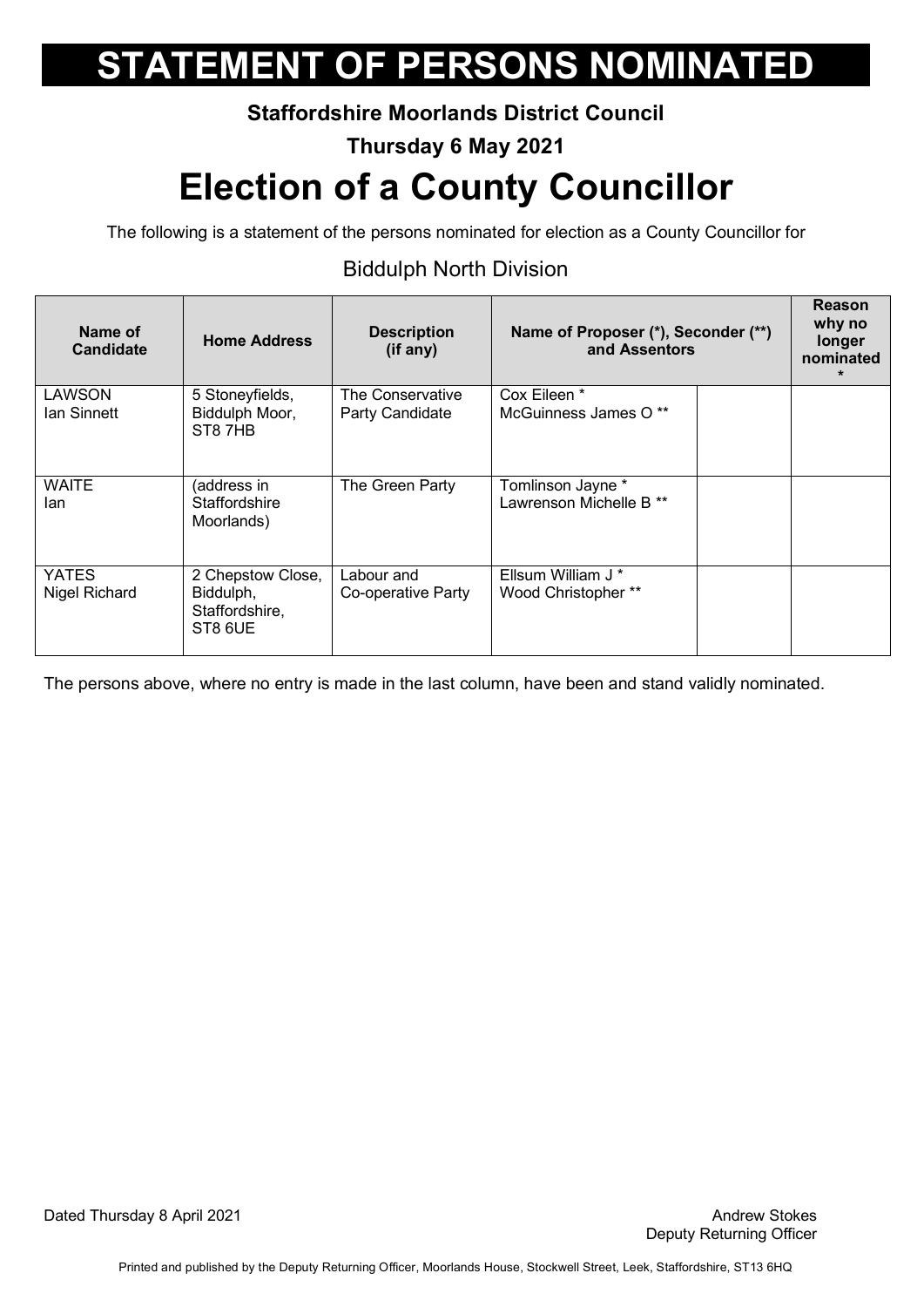# STATEMENT OF PERSONS NOMINATED

**Staffordshire Moorlands District Council**

**Thursday 6 May 2021**

# Election of a County Councillor

The following is a statement of the persons nominated for election as a County Councillor for

## Biddulph North Division

| Name of Candidate | Home Address | Description (if any) | Name of Proposer (*), Seconder (**) and Assentors | | Reason why no longer nominated * |
|---|---|---|---|---|---|
| LAWSON Ian Sinnett | 5 Stoneyfields, Biddulph Moor, ST8 7HB | The Conservative Party Candidate | Cox Eileen * McGuinness James O ** | | |
| WAITE Ian | (address in Staffordshire Moorlands) | The Green Party | Tomlinson Jayne * Lawrenson Michelle B ** | | |
| YATES Nigel Richard | 2 Chepstow Close, Biddulph, Staffordshire, ST8 6UE | Labour and Co-operative Party | Ellsum William J * Wood Christopher ** | | |

The persons above, where no entry is made in the last column, have been and stand validly nominated.

Dated Thursday 8 April 2021

Andrew Stokes
Deputy Returning Officer

Printed and published by the Deputy Returning Officer, Moorlands House, Stockwell Street, Leek, Staffordshire, ST13 6HQ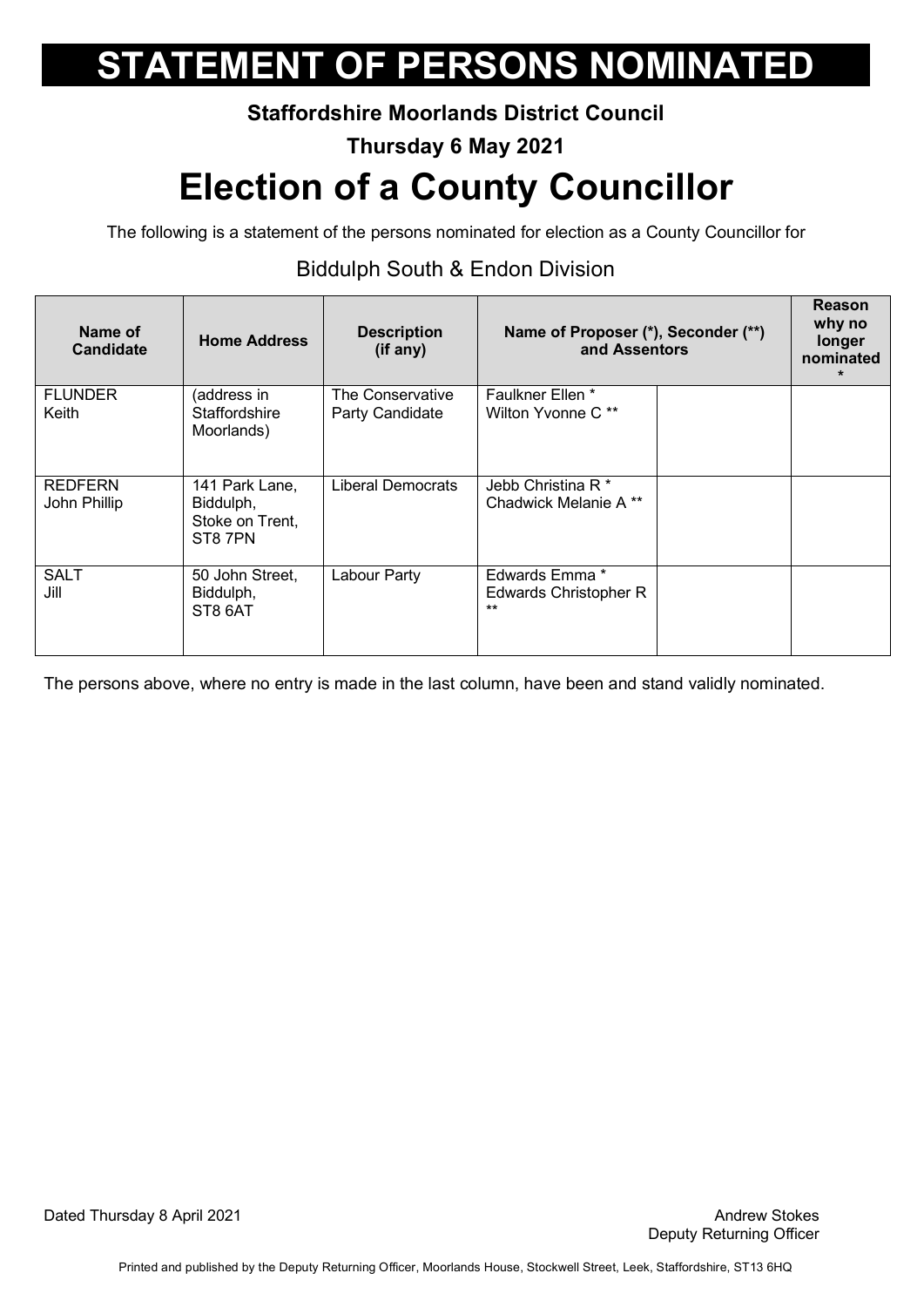# STATEMENT OF PERSONS NOMINATED

**Staffordshire Moorlands District Council**

**Thursday 6 May 2021**

# Election of a County Councillor

The following is a statement of the persons nominated for election as a County Councillor for

## Biddulph South & Endon Division

| Name of Candidate | Home Address | Description (if any) | Name of Proposer (*), Seconder (**) and Assentors | | Reason why no longer nominated * |
|---|---|---|---|---|---|
| FLUNDER Keith | (address in Staffordshire Moorlands) | The Conservative Party Candidate | Faulkner Ellen * Wilton Yvonne C ** | | |
| REDFERN John Phillip | 141 Park Lane, Biddulph, Stoke on Trent, ST8 7PN | Liberal Democrats | Jebb Christina R * Chadwick Melanie A ** | | |
| SALT Jill | 50 John Street, Biddulph, ST8 6AT | Labour Party | Edwards Emma * Edwards Christopher R ** | | |

The persons above, where no entry is made in the last column, have been and stand validly nominated.

Dated Thursday 8 April 2021

Andrew Stokes
Deputy Returning Officer

Printed and published by the Deputy Returning Officer, Moorlands House, Stockwell Street, Leek, Staffordshire, ST13 6HQ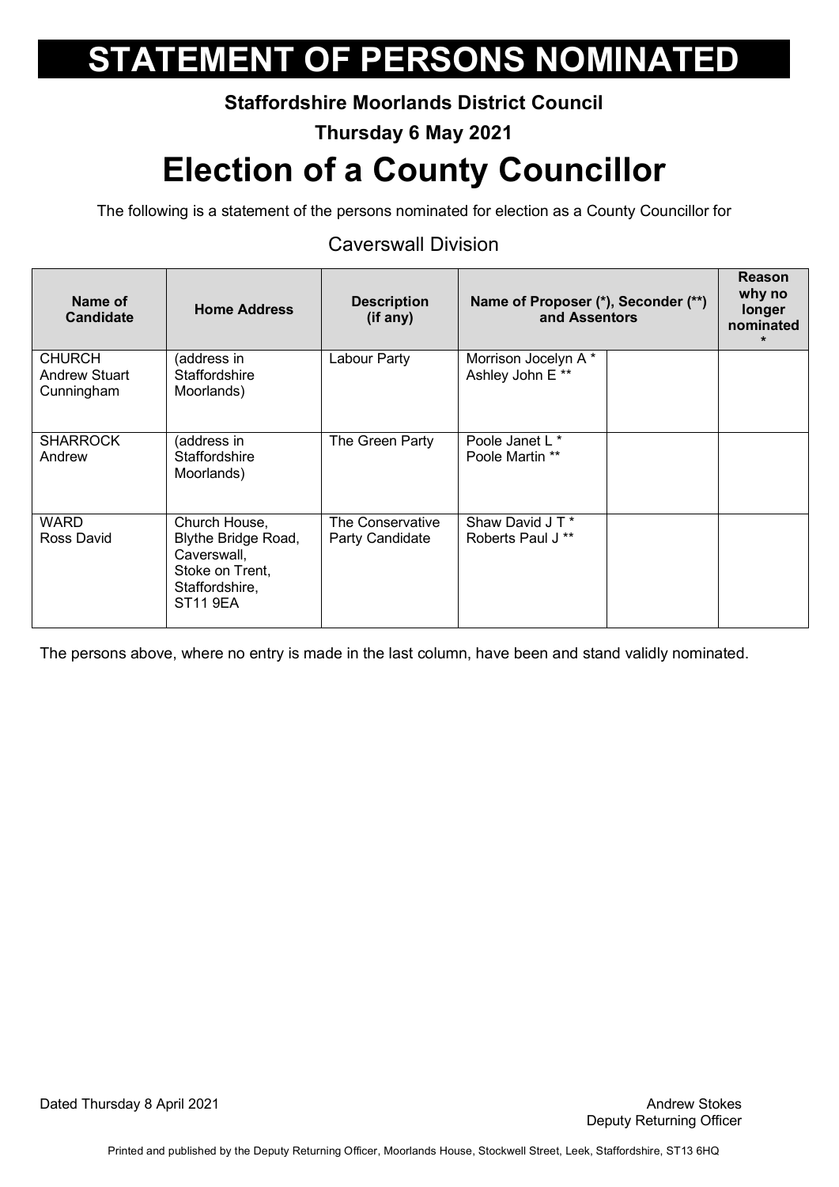# STATEMENT OF PERSONS NOMINATED

**Staffordshire Moorlands District Council**

**Thursday 6 May 2021**

# Election of a County Councillor

The following is a statement of the persons nominated for election as a County Councillor for

## Caverswall Division

| Name of Candidate | Home Address | Description (if any) | Name of Proposer (*), Seconder (**) and Assentors | | Reason why no longer nominated * |
|---|---|---|---|---|---|
| CHURCH Andrew Stuart Cunningham | (address in Staffordshire Moorlands) | Labour Party | Morrison Jocelyn A * Ashley John E ** | | |
| SHARROCK Andrew | (address in Staffordshire Moorlands) | The Green Party | Poole Janet L * Poole Martin ** | | |
| WARD Ross David | Church House, Blythe Bridge Road, Caverswall, Stoke on Trent, Staffordshire, ST11 9EA | The Conservative Party Candidate | Shaw David J T * Roberts Paul J ** | | |

The persons above, where no entry is made in the last column, have been and stand validly nominated.

Dated Thursday 8 April 2021

Andrew Stokes
Deputy Returning Officer

Printed and published by the Deputy Returning Officer, Moorlands House, Stockwell Street, Leek, Staffordshire, ST13 6HQ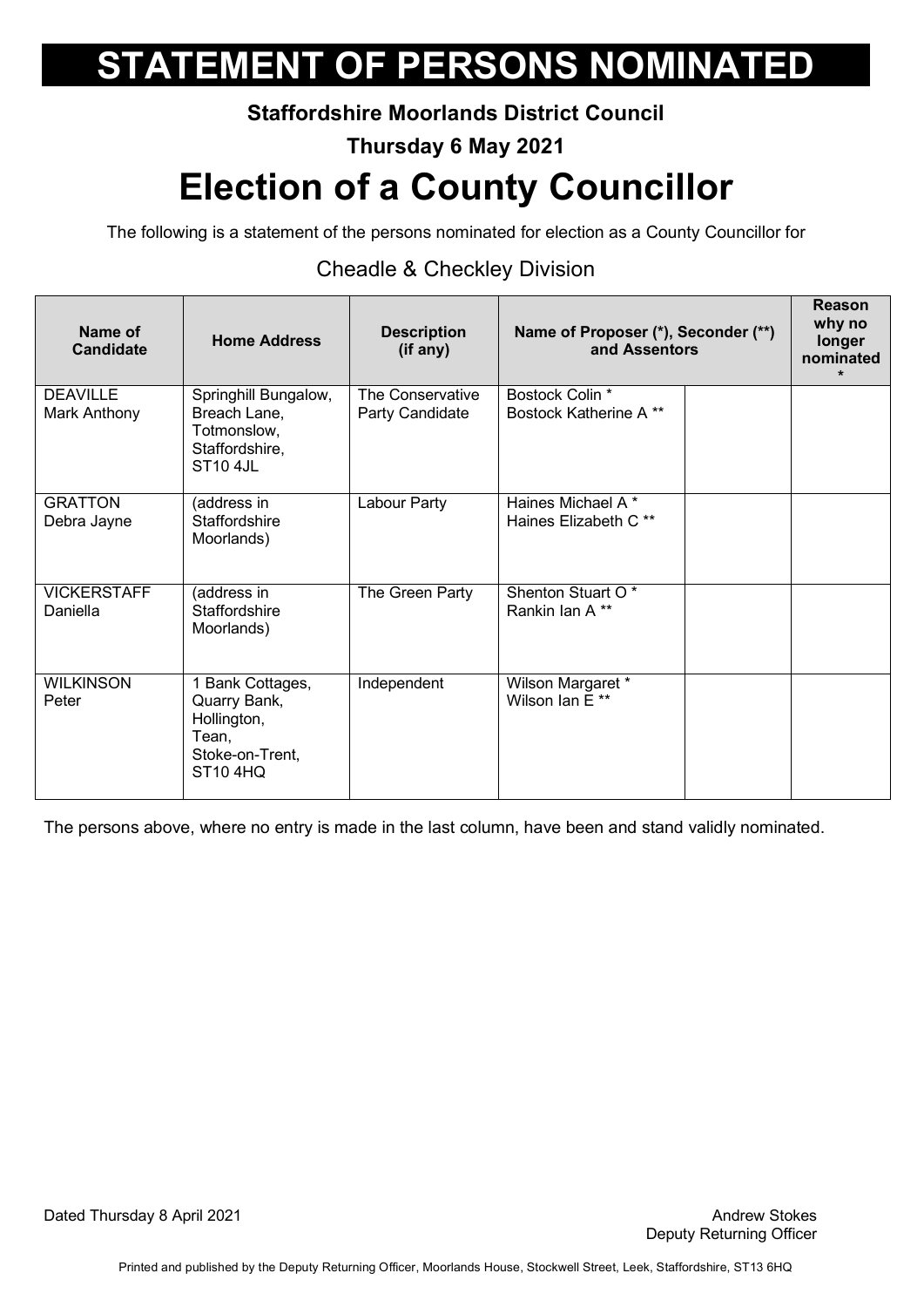# STATEMENT OF PERSONS NOMINATED

**Staffordshire Moorlands District Council**

**Thursday 6 May 2021**

# Election of a County Councillor

The following is a statement of the persons nominated for election as a County Councillor for

## Cheadle & Checkley Division

| Name of Candidate | Home Address | Description (if any) | Name of Proposer (*), Seconder (**) and Assentors | | Reason why no longer nominated * |
|---|---|---|---|---|---|
| DEAVILLE Mark Anthony | Springhill Bungalow, Breach Lane, Totmonslow, Staffordshire, ST10 4JL | The Conservative Party Candidate | Bostock Colin * Bostock Katherine A ** | | |
| GRATTON Debra Jayne | (address in Staffordshire Moorlands) | Labour Party | Haines Michael A * Haines Elizabeth C ** | | |
| VICKERSTAFF Daniella | (address in Staffordshire Moorlands) | The Green Party | Shenton Stuart O * Rankin Ian A ** | | |
| WILKINSON Peter | 1 Bank Cottages, Quarry Bank, Hollington, Tean, Stoke-on-Trent, ST10 4HQ | Independent | Wilson Margaret * Wilson Ian E ** | | |

The persons above, where no entry is made in the last column, have been and stand validly nominated.

Dated Thursday 8 April 2021

Andrew Stokes
Deputy Returning Officer

Printed and published by the Deputy Returning Officer, Moorlands House, Stockwell Street, Leek, Staffordshire, ST13 6HQ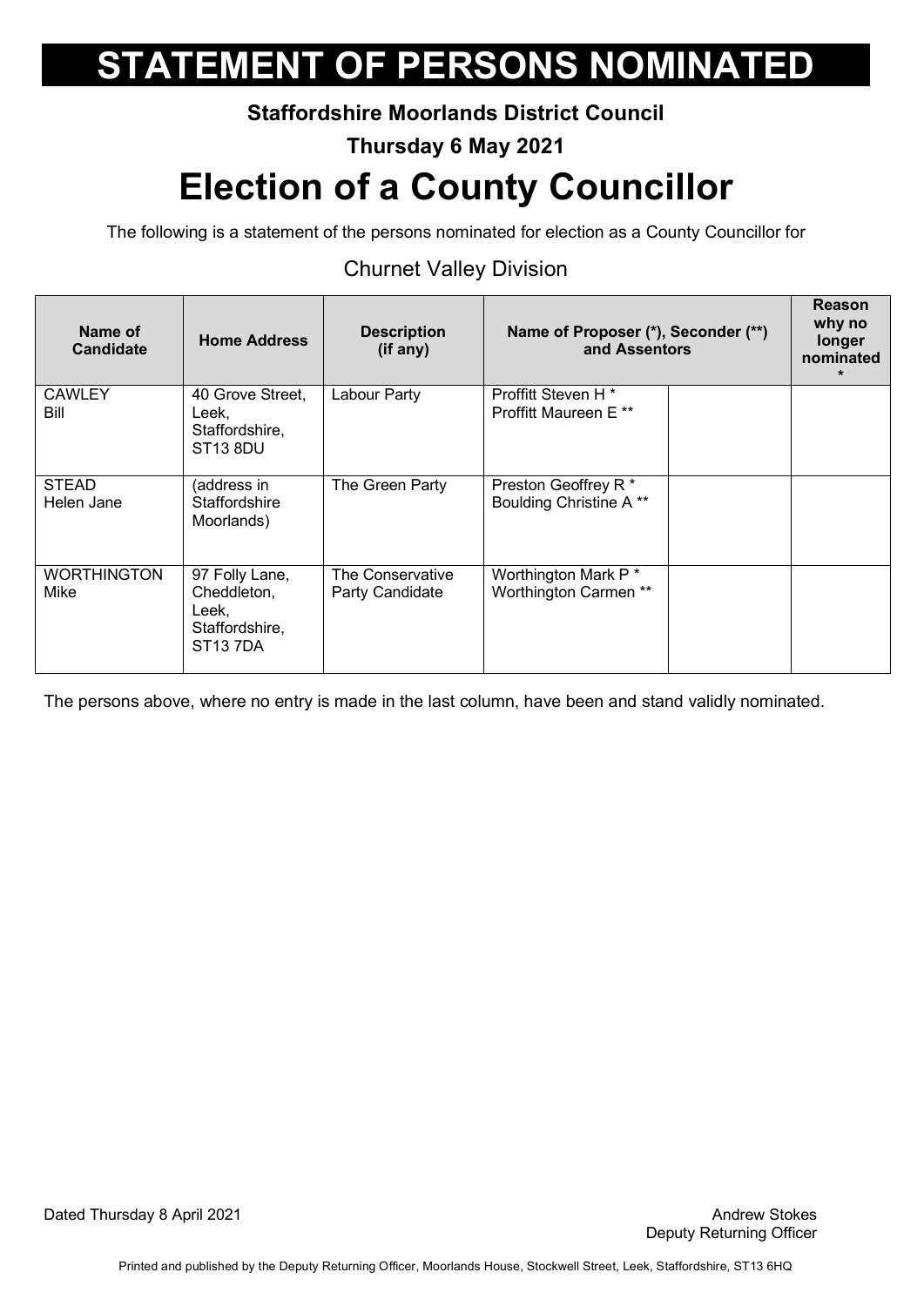# STATEMENT OF PERSONS NOMINATED

**Staffordshire Moorlands District Council**

**Thursday 6 May 2021**

# Election of a County Councillor

The following is a statement of the persons nominated for election as a County Councillor for

## Churnet Valley Division

| Name of Candidate | Home Address | Description (if any) | Name of Proposer (*), Seconder (**) and Assentors | | Reason why no longer nominated * |
|---|---|---|---|---|---|
| CAWLEY Bill | 40 Grove Street, Leek, Staffordshire, ST13 8DU | Labour Party | Proffitt Steven H * Proffitt Maureen E ** | | |
| STEAD Helen Jane | (address in Staffordshire Moorlands) | The Green Party | Preston Geoffrey R * Boulding Christine A ** | | |
| WORTHINGTON Mike | 97 Folly Lane, Cheddleton, Leek, Staffordshire, ST13 7DA | The Conservative Party Candidate | Worthington Mark P * Worthington Carmen ** | | |

The persons above, where no entry is made in the last column, have been and stand validly nominated.

Dated Thursday 8 April 2021

Andrew Stokes
Deputy Returning Officer

Printed and published by the Deputy Returning Officer, Moorlands House, Stockwell Street, Leek, Staffordshire, ST13 6HQ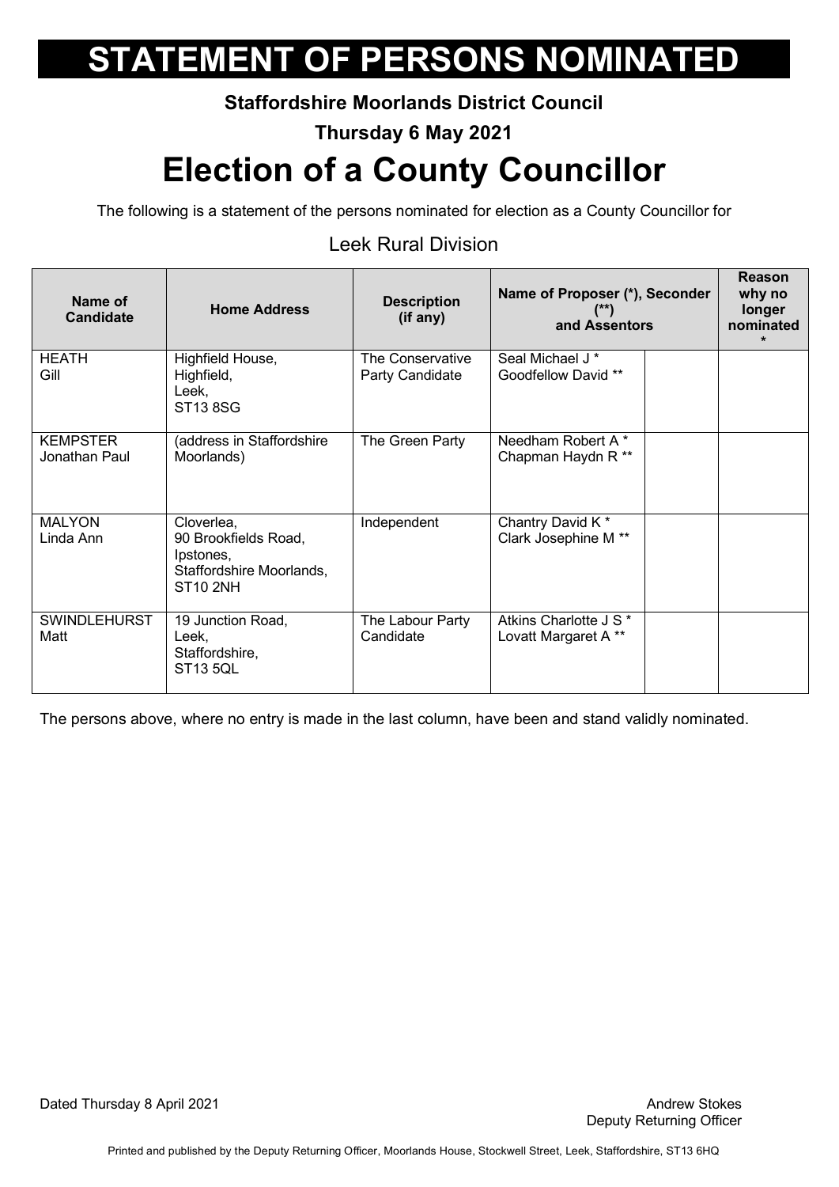# STATEMENT OF PERSONS NOMINATED

**Staffordshire Moorlands District Council**

**Thursday 6 May 2021**

# Election of a County Councillor

The following is a statement of the persons nominated for election as a County Councillor for

## Leek Rural Division

| Name of Candidate | Home Address | Description (if any) | Name of Proposer (*), Seconder (**) and Assentors | | Reason why no longer nominated * |
|---|---|---|---|---|---|
| HEATH Gill | Highfield House, Highfield, Leek, ST13 8SG | The Conservative Party Candidate | Seal Michael J * Goodfellow David ** | | |
| KEMPSTER Jonathan Paul | (address in Staffordshire Moorlands) | The Green Party | Needham Robert A * Chapman Haydn R ** | | |
| MALYON Linda Ann | Cloverlea, 90 Brookfields Road, Ipstones, Staffordshire Moorlands, ST10 2NH | Independent | Chantry David K * Clark Josephine M ** | | |
| SWINDLEHURST Matt | 19 Junction Road, Leek, Staffordshire, ST13 5QL | The Labour Party Candidate | Atkins Charlotte J S * Lovatt Margaret A ** | | |

The persons above, where no entry is made in the last column, have been and stand validly nominated.

Dated Thursday 8 April 2021

Andrew Stokes
Deputy Returning Officer

Printed and published by the Deputy Returning Officer, Moorlands House, Stockwell Street, Leek, Staffordshire, ST13 6HQ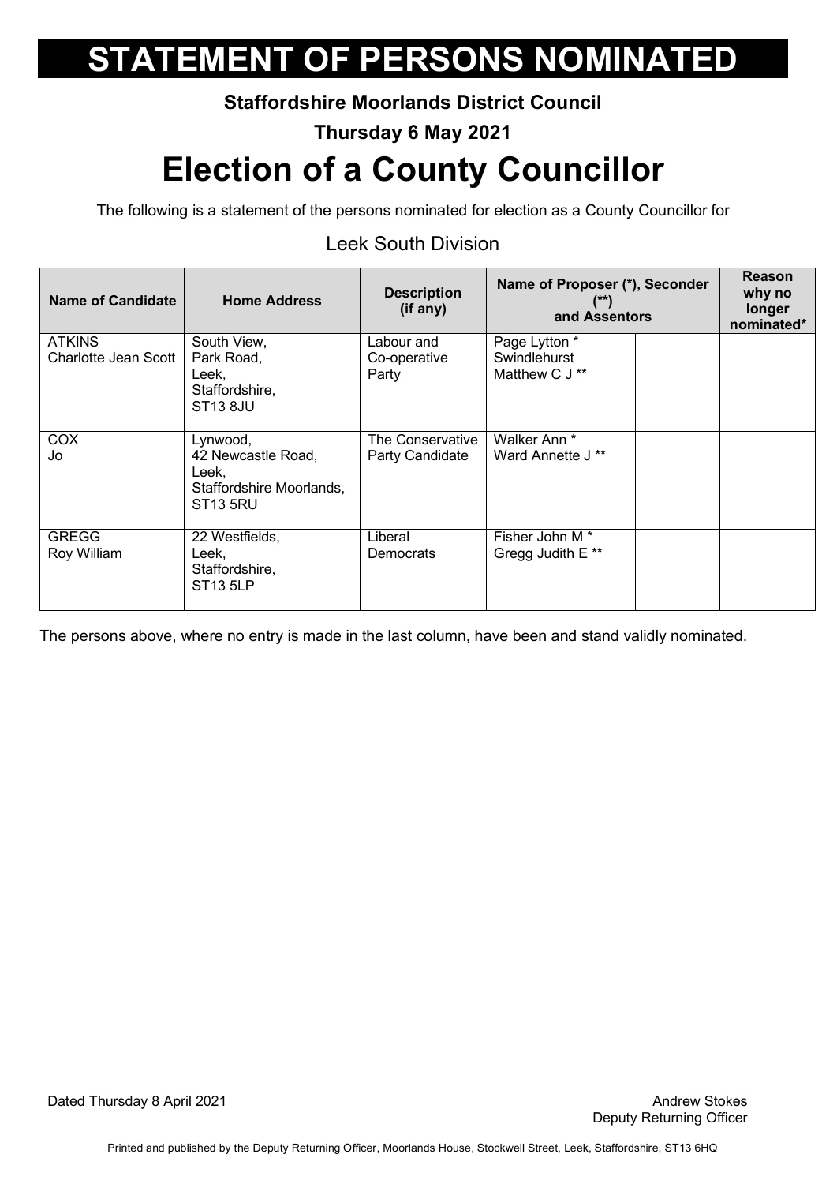# STATEMENT OF PERSONS NOMINATED

**Staffordshire Moorlands District Council**

**Thursday 6 May 2021**

# Election of a County Councillor

The following is a statement of the persons nominated for election as a County Councillor for

Leek South Division

| Name of Candidate | Home Address | Description (if any) | Name of Proposer (*), Seconder (**) and Assentors | | Reason why no longer nominated* |
|---|---|---|---|---|---|
| ATKINS Charlotte Jean Scott | South View, Park Road, Leek, Staffordshire, ST13 8JU | Labour and Co-operative Party | Page Lytton * Swindlehurst Matthew C J ** | | |
| COX Jo | Lynwood, 42 Newcastle Road, Leek, Staffordshire Moorlands, ST13 5RU | The Conservative Party Candidate | Walker Ann * Ward Annette J ** | | |
| GREGG Roy William | 22 Westfields, Leek, Staffordshire, ST13 5LP | Liberal Democrats | Fisher John M * Gregg Judith E ** | | |

The persons above, where no entry is made in the last column, have been and stand validly nominated.

Dated Thursday 8 April 2021

Andrew Stokes
Deputy Returning Officer

Printed and published by the Deputy Returning Officer, Moorlands House, Stockwell Street, Leek, Staffordshire, ST13 6HQ